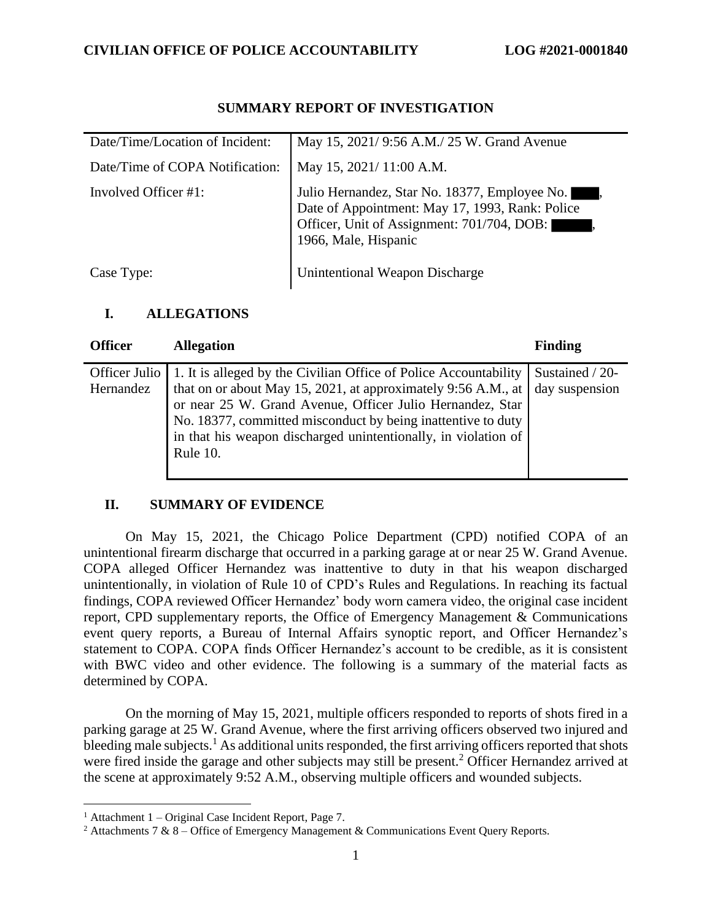CIVILIAN OFFICE OF POLICE ACCOUNTABILITY LOG #2021-0001840

# SUMMARY REPORT OF INVESTIGATION

| | |
|---|---|
| Date/Time/Location of Incident: | May 15, 2021/ 9:56 A.M./ 25 W. Grand Avenue |
| Date/Time of COPA Notification: | May 15, 2021/ 11:00 A.M. |
| Involved Officer #1: | Julio Hernandez, Star No. 18377, Employee No. ███, Date of Appointment: May 17, 1993, Rank: Police Officer, Unit of Assignment: 701/704, DOB: ███, 1966, Male, Hispanic |
| Case Type: | Unintentional Weapon Discharge |

## I. ALLEGATIONS

| Officer | Allegation | Finding |
|---|---|---|
| Officer Julio Hernandez | 1. It is alleged by the Civilian Office of Police Accountability that on or about May 15, 2021, at approximately 9:56 A.M., at or near 25 W. Grand Avenue, Officer Julio Hernandez, Star No. 18377, committed misconduct by being inattentive to duty in that his weapon discharged unintentionally, in violation of Rule 10. | Sustained / 20-day suspension |

## II. SUMMARY OF EVIDENCE

On May 15, 2021, the Chicago Police Department (CPD) notified COPA of an unintentional firearm discharge that occurred in a parking garage at or near 25 W. Grand Avenue. COPA alleged Officer Hernandez was inattentive to duty in that his weapon discharged unintentionally, in violation of Rule 10 of CPD's Rules and Regulations. In reaching its factual findings, COPA reviewed Officer Hernandez' body worn camera video, the original case incident report, CPD supplementary reports, the Office of Emergency Management & Communications event query reports, a Bureau of Internal Affairs synoptic report, and Officer Hernandez's statement to COPA. COPA finds Officer Hernandez's account to be credible, as it is consistent with BWC video and other evidence. The following is a summary of the material facts as determined by COPA.

On the morning of May 15, 2021, multiple officers responded to reports of shots fired in a parking garage at 25 W. Grand Avenue, where the first arriving officers observed two injured and bleeding male subjects.[1] As additional units responded, the first arriving officers reported that shots were fired inside the garage and other subjects may still be present.[2] Officer Hernandez arrived at the scene at approximately 9:52 A.M., observing multiple officers and wounded subjects.

[1] Attachment 1 – Original Case Incident Report, Page 7.

[2] Attachments 7 & 8 – Office of Emergency Management & Communications Event Query Reports.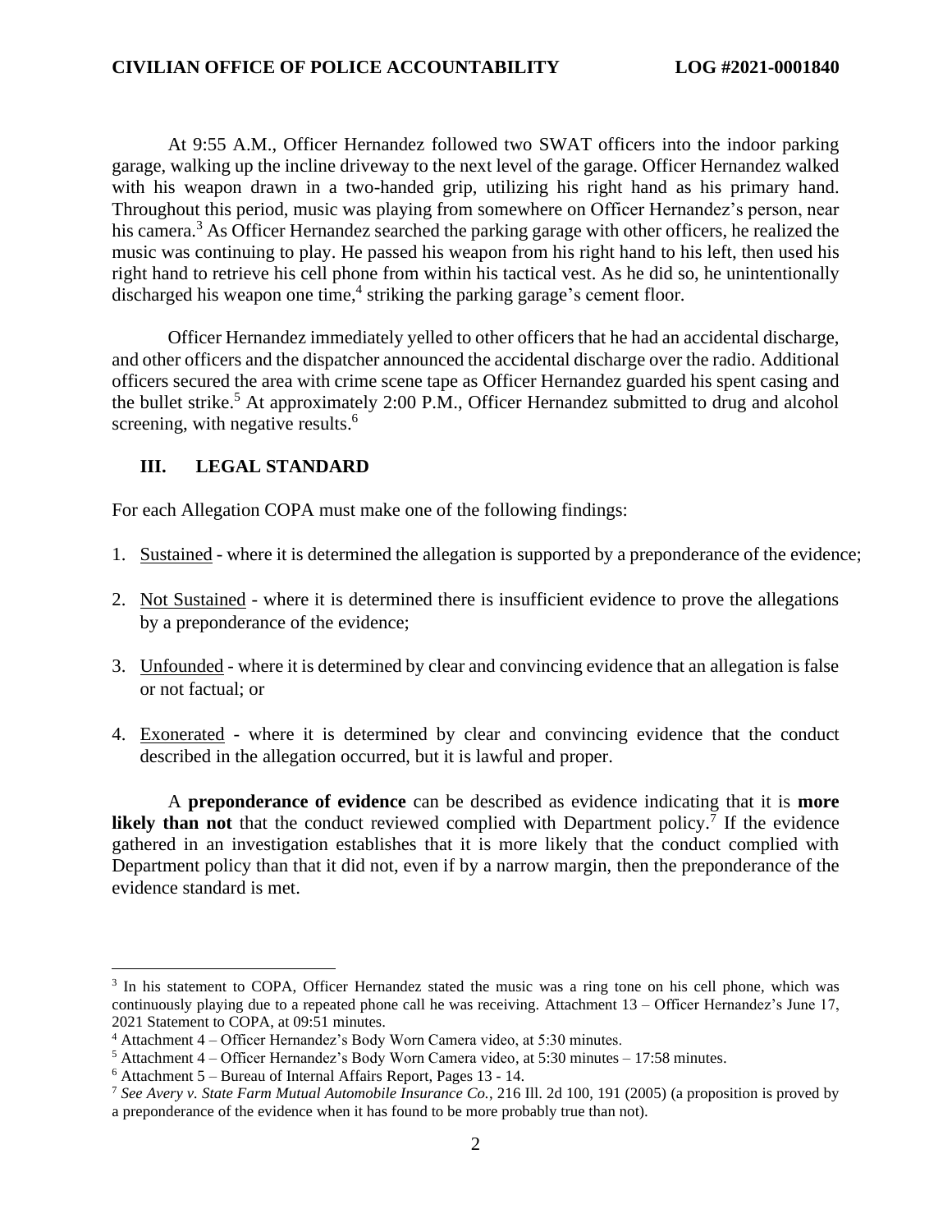At 9:55 A.M., Officer Hernandez followed two SWAT officers into the indoor parking garage, walking up the incline driveway to the next level of the garage. Officer Hernandez walked with his weapon drawn in a two-handed grip, utilizing his right hand as his primary hand. Throughout this period, music was playing from somewhere on Officer Hernandez's person, near his camera.[3] As Officer Hernandez searched the parking garage with other officers, he realized the music was continuing to play. He passed his weapon from his right hand to his left, then used his right hand to retrieve his cell phone from within his tactical vest. As he did so, he unintentionally discharged his weapon one time,[4] striking the parking garage's cement floor.

Officer Hernandez immediately yelled to other officers that he had an accidental discharge, and other officers and the dispatcher announced the accidental discharge over the radio. Additional officers secured the area with crime scene tape as Officer Hernandez guarded his spent casing and the bullet strike.[5] At approximately 2:00 P.M., Officer Hernandez submitted to drug and alcohol screening, with negative results.[6]

## III. LEGAL STANDARD

For each Allegation COPA must make one of the following findings:

1. Sustained - where it is determined the allegation is supported by a preponderance of the evidence;
2. Not Sustained - where it is determined there is insufficient evidence to prove the allegations by a preponderance of the evidence;
3. Unfounded - where it is determined by clear and convincing evidence that an allegation is false or not factual; or
4. Exonerated - where it is determined by clear and convincing evidence that the conduct described in the allegation occurred, but it is lawful and proper.

A **preponderance of evidence** can be described as evidence indicating that it is **more likely than not** that the conduct reviewed complied with Department policy.[7] If the evidence gathered in an investigation establishes that it is more likely that the conduct complied with Department policy than that it did not, even if by a narrow margin, then the preponderance of the evidence standard is met.

---

[3] In his statement to COPA, Officer Hernandez stated the music was a ring tone on his cell phone, which was continuously playing due to a repeated phone call he was receiving. Attachment 13 – Officer Hernandez's June 17, 2021 Statement to COPA, at 09:51 minutes.

[4] Attachment 4 – Officer Hernandez's Body Worn Camera video, at 5:30 minutes.

[5] Attachment 4 – Officer Hernandez's Body Worn Camera video, at 5:30 minutes – 17:58 minutes.

[6] Attachment 5 – Bureau of Internal Affairs Report, Pages 13 - 14.

[7] *See Avery v. State Farm Mutual Automobile Insurance Co.*, 216 Ill. 2d 100, 191 (2005) (a proposition is proved by a preponderance of the evidence when it has found to be more probably true than not).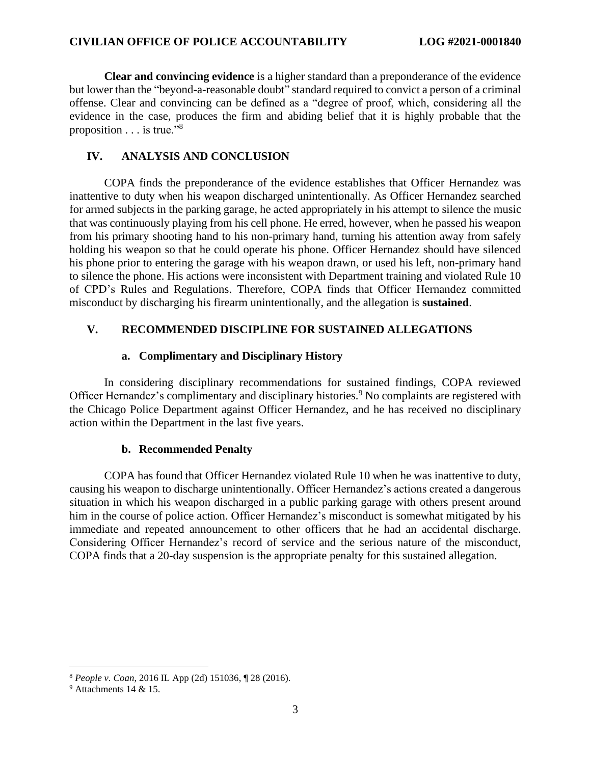**Clear and convincing evidence** is a higher standard than a preponderance of the evidence but lower than the "beyond-a-reasonable doubt" standard required to convict a person of a criminal offense. Clear and convincing can be defined as a "degree of proof, which, considering all the evidence in the case, produces the firm and abiding belief that it is highly probable that the proposition . . . is true."[8]

## IV. ANALYSIS AND CONCLUSION

COPA finds the preponderance of the evidence establishes that Officer Hernandez was inattentive to duty when his weapon discharged unintentionally. As Officer Hernandez searched for armed subjects in the parking garage, he acted appropriately in his attempt to silence the music that was continuously playing from his cell phone. He erred, however, when he passed his weapon from his primary shooting hand to his non-primary hand, turning his attention away from safely holding his weapon so that he could operate his phone. Officer Hernandez should have silenced his phone prior to entering the garage with his weapon drawn, or used his left, non-primary hand to silence the phone. His actions were inconsistent with Department training and violated Rule 10 of CPD's Rules and Regulations. Therefore, COPA finds that Officer Hernandez committed misconduct by discharging his firearm unintentionally, and the allegation is **sustained**.

## V. RECOMMENDED DISCIPLINE FOR SUSTAINED ALLEGATIONS

### a. Complimentary and Disciplinary History

In considering disciplinary recommendations for sustained findings, COPA reviewed Officer Hernandez's complimentary and disciplinary histories.[9] No complaints are registered with the Chicago Police Department against Officer Hernandez, and he has received no disciplinary action within the Department in the last five years.

### b. Recommended Penalty

COPA has found that Officer Hernandez violated Rule 10 when he was inattentive to duty, causing his weapon to discharge unintentionally. Officer Hernandez's actions created a dangerous situation in which his weapon discharged in a public parking garage with others present around him in the course of police action. Officer Hernandez's misconduct is somewhat mitigated by his immediate and repeated announcement to other officers that he had an accidental discharge. Considering Officer Hernandez's record of service and the serious nature of the misconduct, COPA finds that a 20-day suspension is the appropriate penalty for this sustained allegation.

---

[8] *People v. Coan*, 2016 IL App (2d) 151036, ¶ 28 (2016).

[9] Attachments 14 & 15.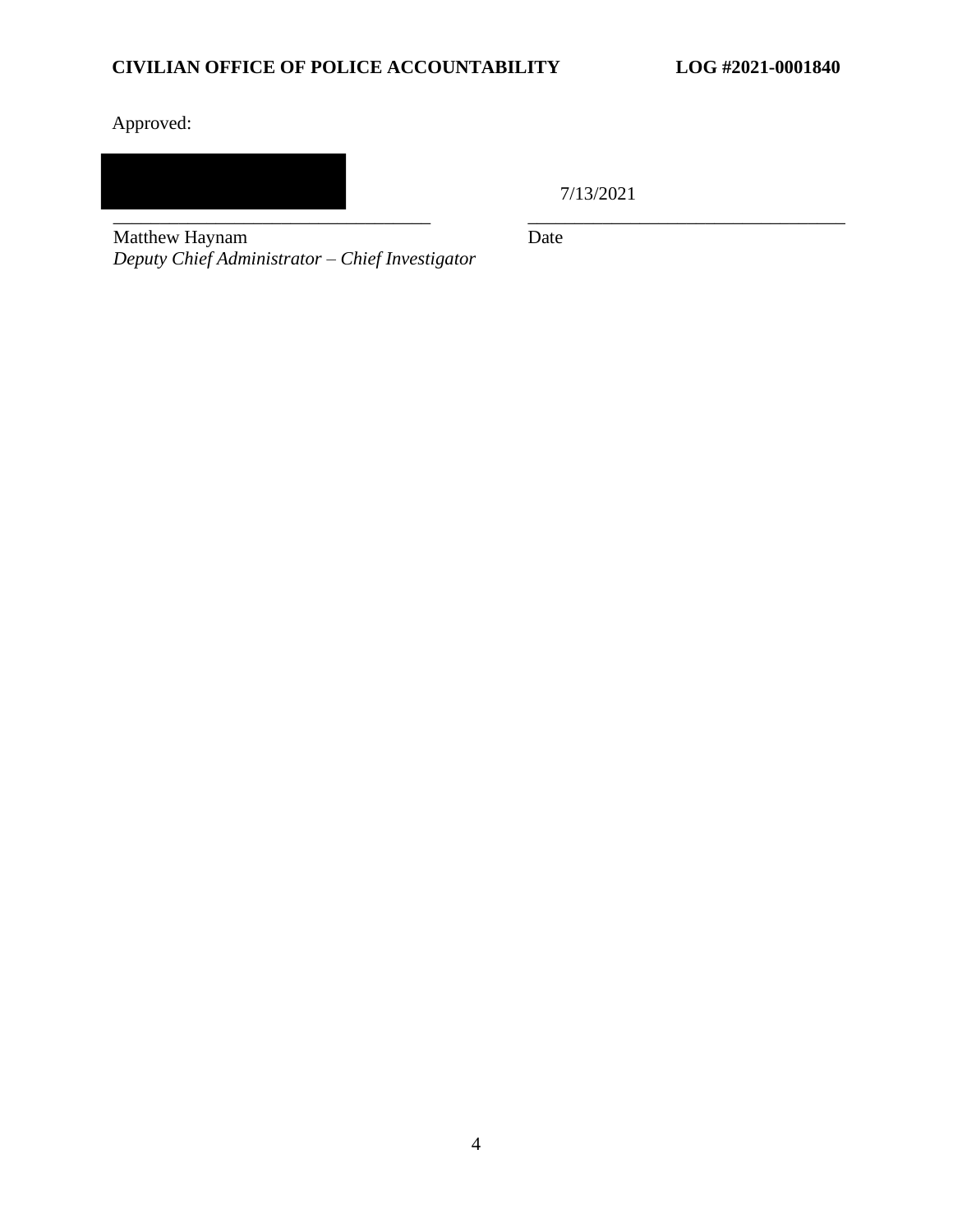Approved:

7/13/2021

______________________________________ ______________________________________

Matthew Haynam  
*Deputy Chief Administrator – Chief Investigator*

Date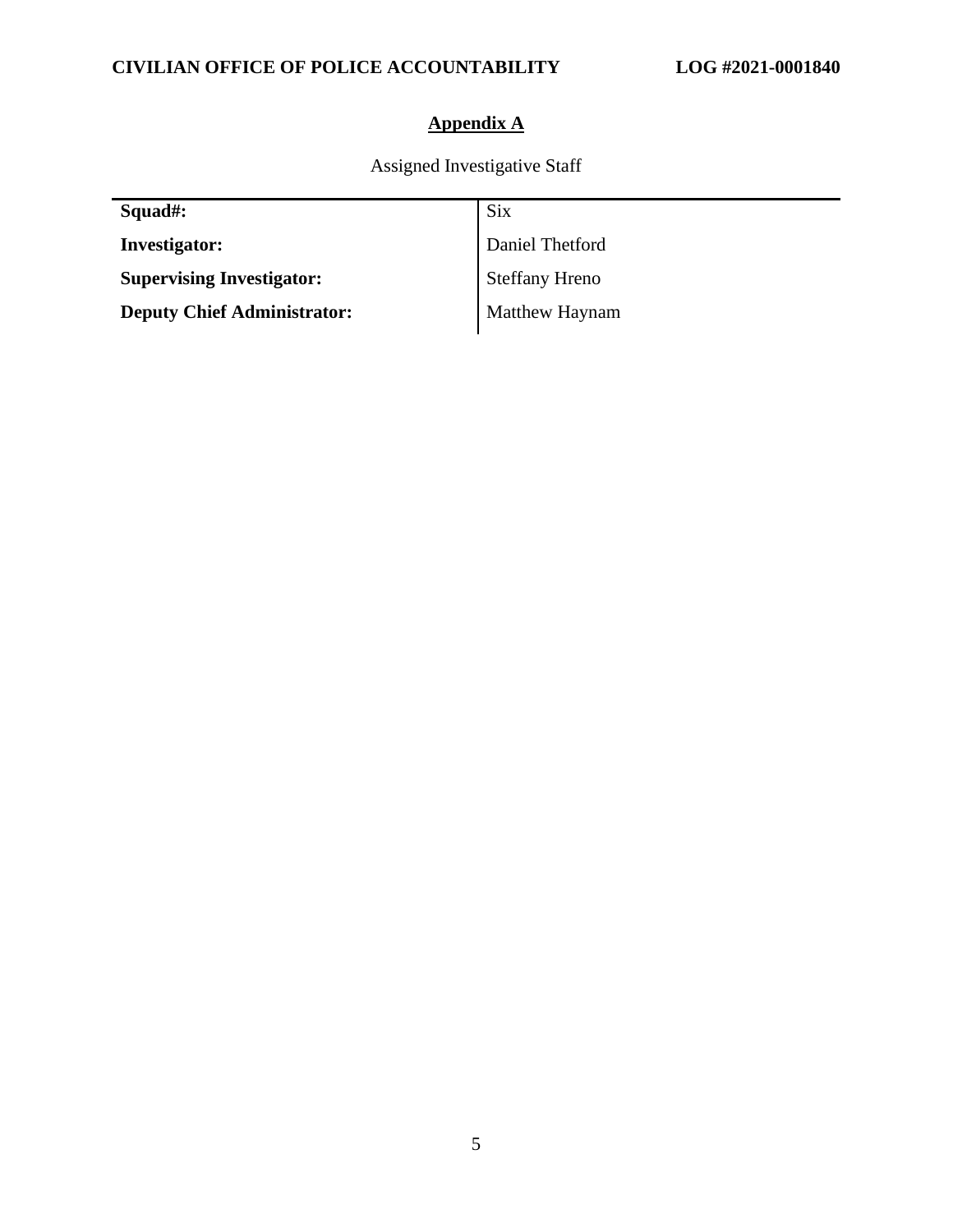## Appendix A

Assigned Investigative Staff

| | |
|---|---|
| **Squad#:** | Six |
| **Investigator:** | Daniel Thetford |
| **Supervising Investigator:** | Steffany Hreno |
| **Deputy Chief Administrator:** | Matthew Haynam |